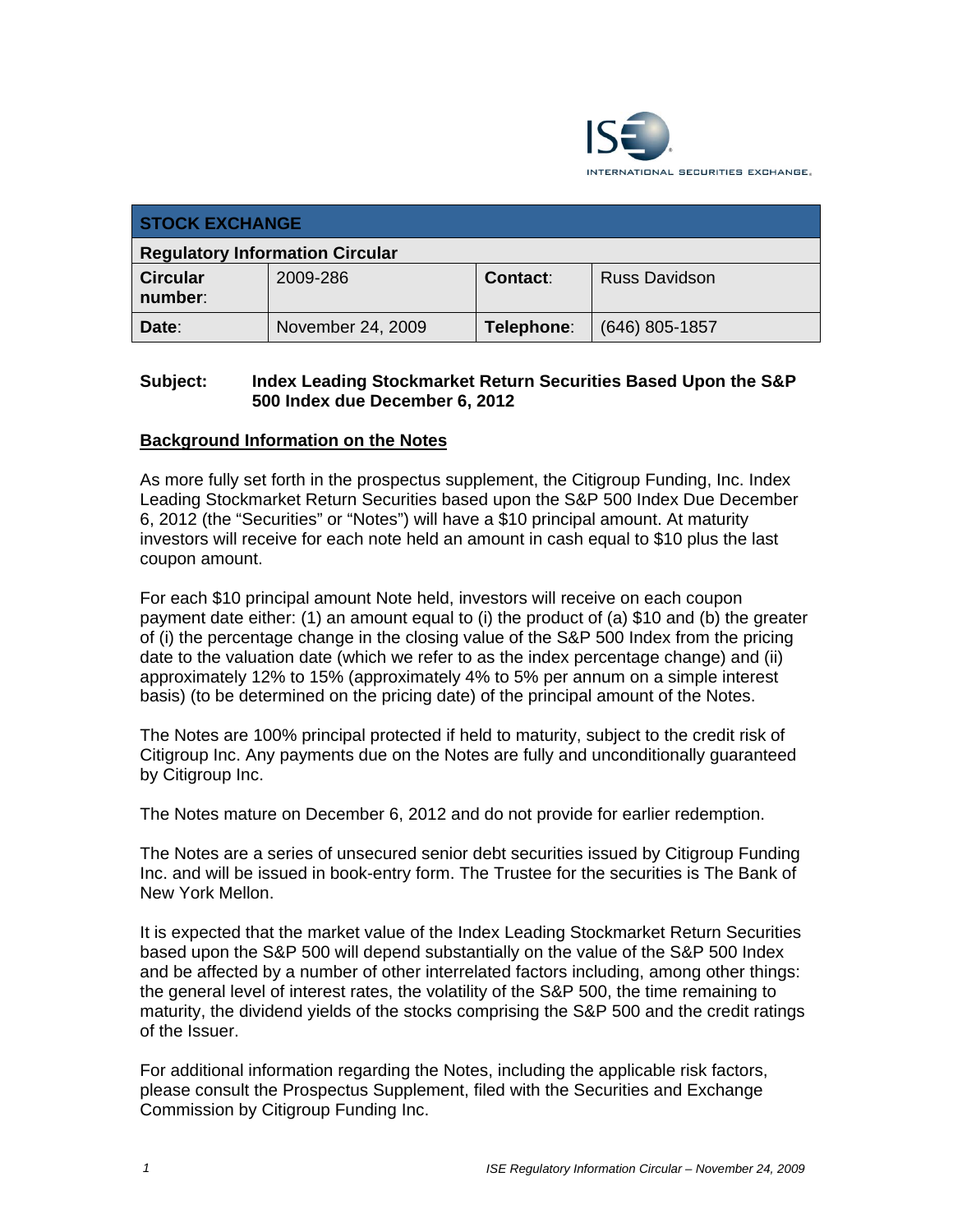ISE INTERNATIONAL SECURITIES EXCHANGE.

| STOCK EXCHANGE | | | |
|---|---|---|---|
| **Regulatory Information Circular** | | | |
| **Circular number**: | 2009-286 | **Contact**: | Russ Davidson |
| **Date**: | November 24, 2009 | **Telephone**: | (646) 805-1857 |

**Subject:** **Index Leading Stockmarket Return Securities Based Upon the S&P 500 Index due December 6, 2012**

## Background Information on the Notes

As more fully set forth in the prospectus supplement, the Citigroup Funding, Inc. Index Leading Stockmarket Return Securities based upon the S&P 500 Index Due December 6, 2012 (the "Securities" or "Notes") will have a $10 principal amount. At maturity investors will receive for each note held an amount in cash equal to $10 plus the last coupon amount.

For each $10 principal amount Note held, investors will receive on each coupon payment date either: (1) an amount equal to (i) the product of (a) $10 and (b) the greater of (i) the percentage change in the closing value of the S&P 500 Index from the pricing date to the valuation date (which we refer to as the index percentage change) and (ii) approximately 12% to 15% (approximately 4% to 5% per annum on a simple interest basis) (to be determined on the pricing date) of the principal amount of the Notes.

The Notes are 100% principal protected if held to maturity, subject to the credit risk of Citigroup Inc. Any payments due on the Notes are fully and unconditionally guaranteed by Citigroup Inc.

The Notes mature on December 6, 2012 and do not provide for earlier redemption.

The Notes are a series of unsecured senior debt securities issued by Citigroup Funding Inc. and will be issued in book-entry form. The Trustee for the securities is The Bank of New York Mellon.

It is expected that the market value of the Index Leading Stockmarket Return Securities based upon the S&P 500 will depend substantially on the value of the S&P 500 Index and be affected by a number of other interrelated factors including, among other things: the general level of interest rates, the volatility of the S&P 500, the time remaining to maturity, the dividend yields of the stocks comprising the S&P 500 and the credit ratings of the Issuer.

For additional information regarding the Notes, including the applicable risk factors, please consult the Prospectus Supplement, filed with the Securities and Exchange Commission by Citigroup Funding Inc.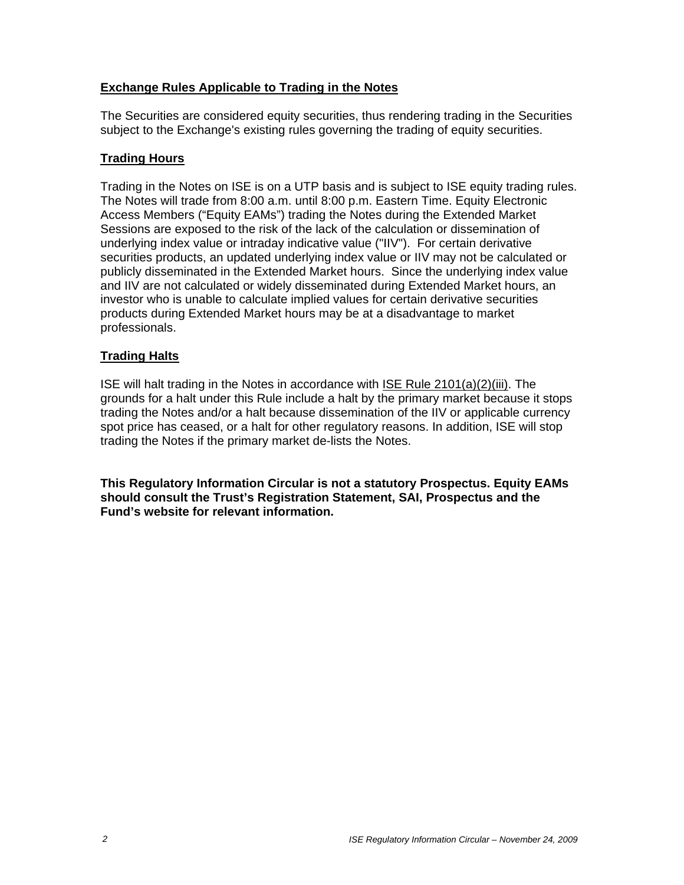## Exchange Rules Applicable to Trading in the Notes

The Securities are considered equity securities, thus rendering trading in the Securities subject to the Exchange's existing rules governing the trading of equity securities.

## Trading Hours

Trading in the Notes on ISE is on a UTP basis and is subject to ISE equity trading rules. The Notes will trade from 8:00 a.m. until 8:00 p.m. Eastern Time. Equity Electronic Access Members ("Equity EAMs") trading the Notes during the Extended Market Sessions are exposed to the risk of the lack of the calculation or dissemination of underlying index value or intraday indicative value ("IIV"). For certain derivative securities products, an updated underlying index value or IIV may not be calculated or publicly disseminated in the Extended Market hours. Since the underlying index value and IIV are not calculated or widely disseminated during Extended Market hours, an investor who is unable to calculate implied values for certain derivative securities products during Extended Market hours may be at a disadvantage to market professionals.

## Trading Halts

ISE will halt trading in the Notes in accordance with ISE Rule 2101(a)(2)(iii). The grounds for a halt under this Rule include a halt by the primary market because it stops trading the Notes and/or a halt because dissemination of the IIV or applicable currency spot price has ceased, or a halt for other regulatory reasons. In addition, ISE will stop trading the Notes if the primary market de-lists the Notes.

**This Regulatory Information Circular is not a statutory Prospectus. Equity EAMs should consult the Trust's Registration Statement, SAI, Prospectus and the Fund's website for relevant information.**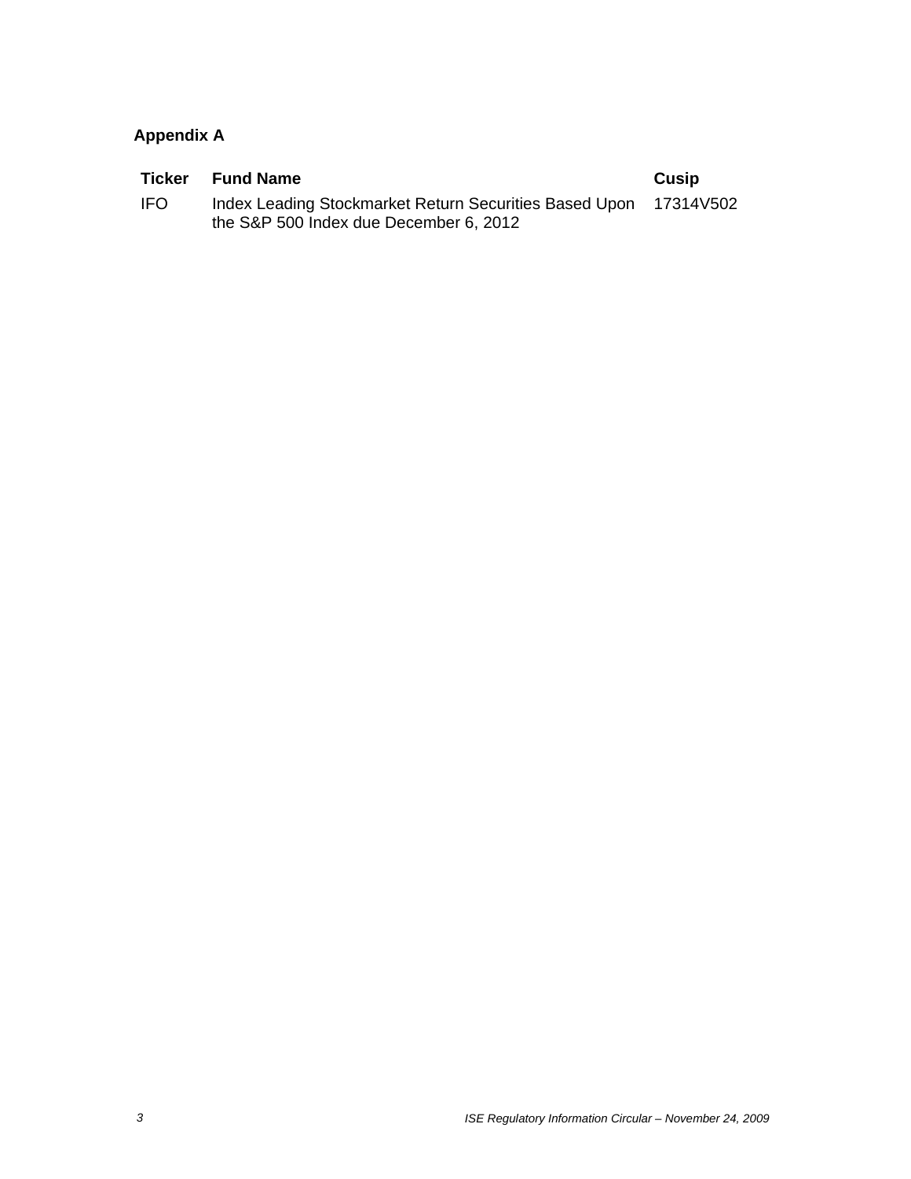## Appendix A

| Ticker | Fund Name | Cusip |
|---|---|---|
| IFO | Index Leading Stockmarket Return Securities Based Upon the S&P 500 Index due December 6, 2012 | 17314V502 |